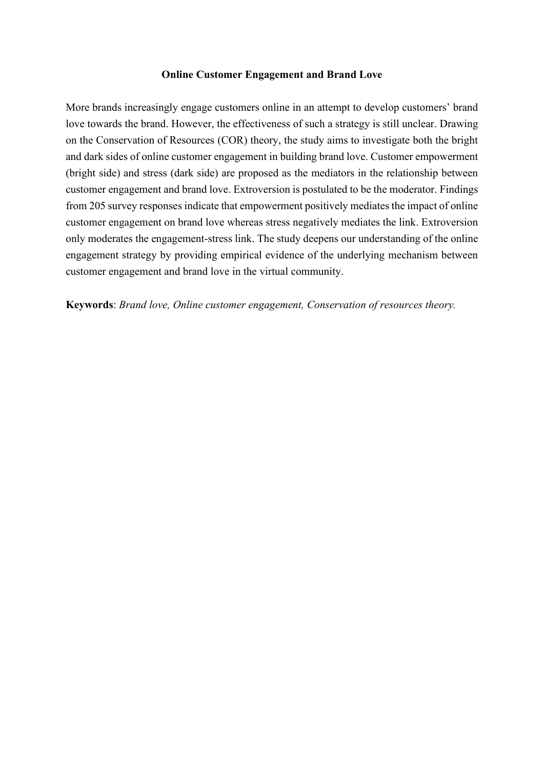# Online Customer Engagement and Brand Love

More brands increasingly engage customers online in an attempt to develop customers' brand love towards the brand. However, the effectiveness of such a strategy is still unclear. Drawing on the Conservation of Resources (COR) theory, the study aims to investigate both the bright and dark sides of online customer engagement in building brand love. Customer empowerment (bright side) and stress (dark side) are proposed as the mediators in the relationship between customer engagement and brand love. Extroversion is postulated to be the moderator. Findings from 205 survey responses indicate that empowerment positively mediates the impact of online customer engagement on brand love whereas stress negatively mediates the link. Extroversion only moderates the engagement-stress link. The study deepens our understanding of the online engagement strategy by providing empirical evidence of the underlying mechanism between customer engagement and brand love in the virtual community.

**Keywords**: *Brand love, Online customer engagement, Conservation of resources theory.*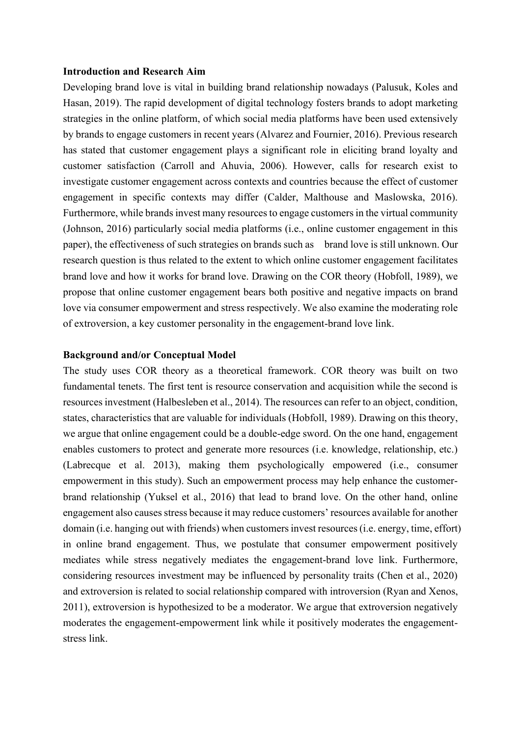**Introduction and Research Aim**

Developing brand love is vital in building brand relationship nowadays (Palusuk, Koles and Hasan, 2019). The rapid development of digital technology fosters brands to adopt marketing strategies in the online platform, of which social media platforms have been used extensively by brands to engage customers in recent years (Alvarez and Fournier, 2016). Previous research has stated that customer engagement plays a significant role in eliciting brand loyalty and customer satisfaction (Carroll and Ahuvia, 2006). However, calls for research exist to investigate customer engagement across contexts and countries because the effect of customer engagement in specific contexts may differ (Calder, Malthouse and Maslowska, 2016). Furthermore, while brands invest many resources to engage customers in the virtual community (Johnson, 2016) particularly social media platforms (i.e., online customer engagement in this paper), the effectiveness of such strategies on brands such as  brand love is still unknown. Our research question is thus related to the extent to which online customer engagement facilitates brand love and how it works for brand love. Drawing on the COR theory (Hobfoll, 1989), we propose that online customer engagement bears both positive and negative impacts on brand love via consumer empowerment and stress respectively. We also examine the moderating role of extroversion, a key customer personality in the engagement-brand love link.

**Background and/or Conceptual Model**

The study uses COR theory as a theoretical framework. COR theory was built on two fundamental tenets. The first tent is resource conservation and acquisition while the second is resources investment (Halbesleben et al., 2014). The resources can refer to an object, condition, states, characteristics that are valuable for individuals (Hobfoll, 1989). Drawing on this theory, we argue that online engagement could be a double-edge sword. On the one hand, engagement enables customers to protect and generate more resources (i.e. knowledge, relationship, etc.) (Labrecque et al. 2013), making them psychologically empowered (i.e., consumer empowerment in this study). Such an empowerment process may help enhance the customer-brand relationship (Yuksel et al., 2016) that lead to brand love. On the other hand, online engagement also causes stress because it may reduce customers' resources available for another domain (i.e. hanging out with friends) when customers invest resources (i.e. energy, time, effort) in online brand engagement. Thus, we postulate that consumer empowerment positively mediates while stress negatively mediates the engagement-brand love link. Furthermore, considering resources investment may be influenced by personality traits (Chen et al., 2020) and extroversion is related to social relationship compared with introversion (Ryan and Xenos, 2011), extroversion is hypothesized to be a moderator. We argue that extroversion negatively moderates the engagement-empowerment link while it positively moderates the engagement-stress link.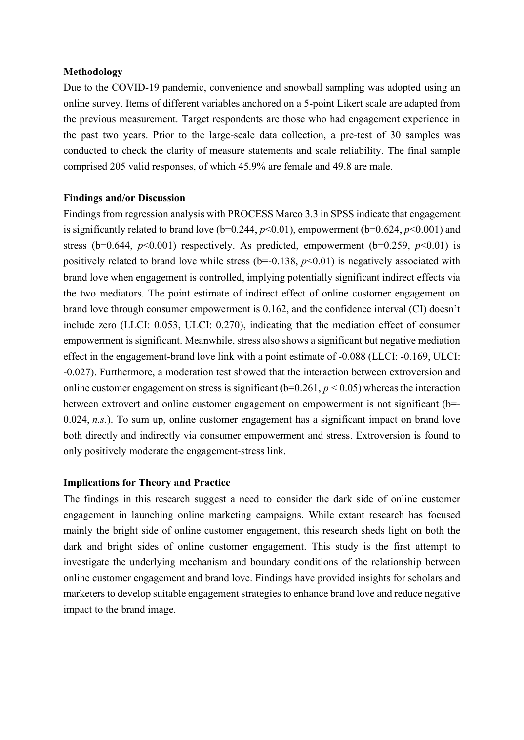**Methodology**

Due to the COVID-19 pandemic, convenience and snowball sampling was adopted using an online survey. Items of different variables anchored on a 5-point Likert scale are adapted from the previous measurement. Target respondents are those who had engagement experience in the past two years. Prior to the large-scale data collection, a pre-test of 30 samples was conducted to check the clarity of measure statements and scale reliability. The final sample comprised 205 valid responses, of which 45.9% are female and 49.8 are male.

**Findings and/or Discussion**

Findings from regression analysis with PROCESS Marco 3.3 in SPSS indicate that engagement is significantly related to brand love (b=0.244, $p$<0.01), empowerment (b=0.624, $p$<0.001) and stress (b=0.644, $p$<0.001) respectively. As predicted, empowerment (b=0.259, $p$<0.01) is positively related to brand love while stress (b=-0.138, $p$<0.01) is negatively associated with brand love when engagement is controlled, implying potentially significant indirect effects via the two mediators. The point estimate of indirect effect of online customer engagement on brand love through consumer empowerment is 0.162, and the confidence interval (CI) doesn't include zero (LLCI: 0.053, ULCI: 0.270), indicating that the mediation effect of consumer empowerment is significant. Meanwhile, stress also shows a significant but negative mediation effect in the engagement-brand love link with a point estimate of -0.088 (LLCI: -0.169, ULCI: -0.027). Furthermore, a moderation test showed that the interaction between extroversion and online customer engagement on stress is significant (b=0.261, $p < 0.05$) whereas the interaction between extrovert and online customer engagement on empowerment is not significant (b=-0.024, *n.s.*). To sum up, online customer engagement has a significant impact on brand love both directly and indirectly via consumer empowerment and stress. Extroversion is found to only positively moderate the engagement-stress link.

**Implications for Theory and Practice**

The findings in this research suggest a need to consider the dark side of online customer engagement in launching online marketing campaigns. While extant research has focused mainly the bright side of online customer engagement, this research sheds light on both the dark and bright sides of online customer engagement. This study is the first attempt to investigate the underlying mechanism and boundary conditions of the relationship between online customer engagement and brand love. Findings have provided insights for scholars and marketers to develop suitable engagement strategies to enhance brand love and reduce negative impact to the brand image.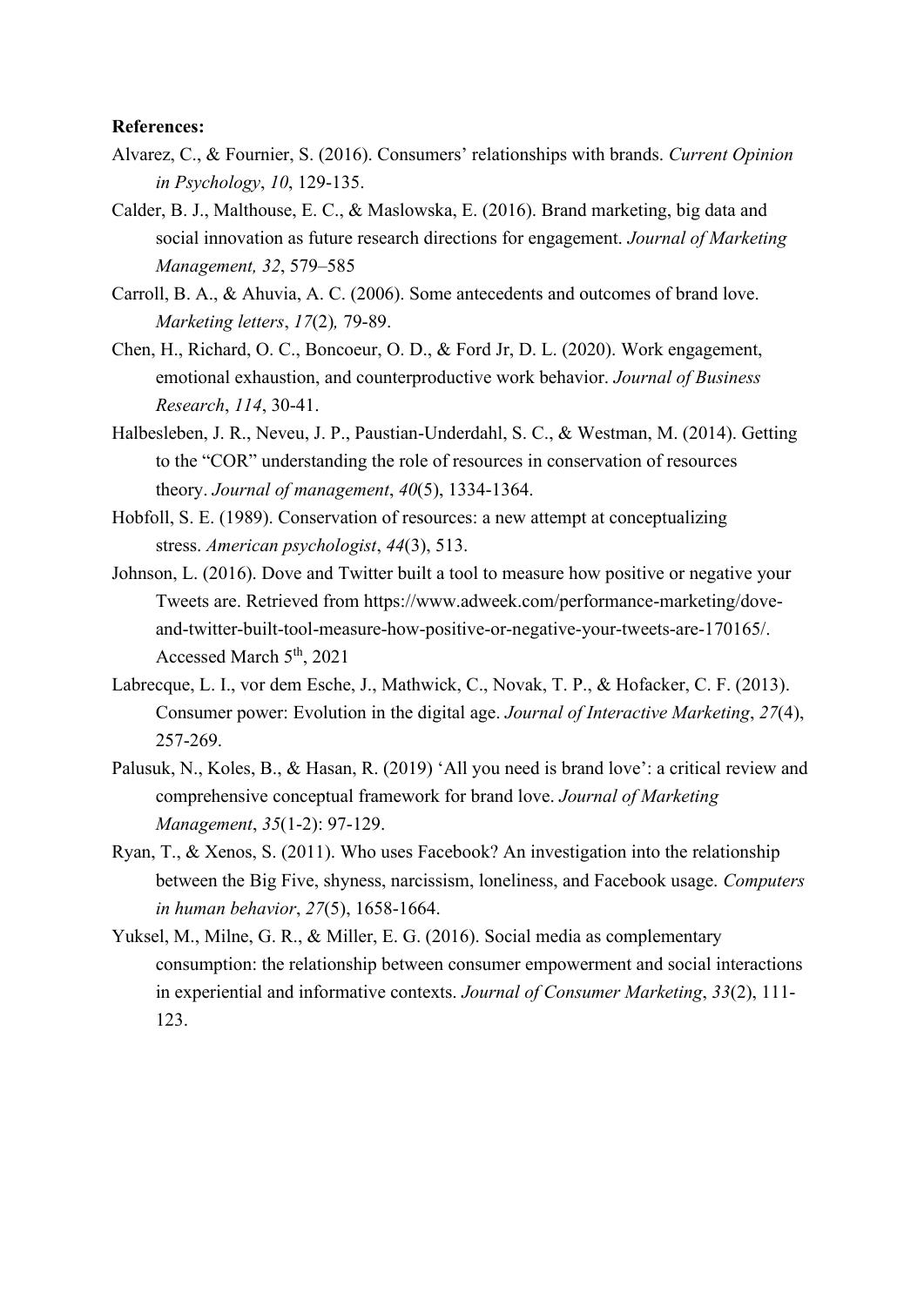**References:**

Alvarez, C., & Fournier, S. (2016). Consumers' relationships with brands. *Current Opinion in Psychology*, *10*, 129-135.

Calder, B. J., Malthouse, E. C., & Maslowska, E. (2016). Brand marketing, big data and social innovation as future research directions for engagement. *Journal of Marketing Management, 32*, 579–585

Carroll, B. A., & Ahuvia, A. C. (2006). Some antecedents and outcomes of brand love. *Marketing letters*, *17*(2)*,* 79-89.

Chen, H., Richard, O. C., Boncoeur, O. D., & Ford Jr, D. L. (2020). Work engagement, emotional exhaustion, and counterproductive work behavior. *Journal of Business Research*, *114*, 30-41.

Halbesleben, J. R., Neveu, J. P., Paustian-Underdahl, S. C., & Westman, M. (2014). Getting to the "COR" understanding the role of resources in conservation of resources theory. *Journal of management*, *40*(5), 1334-1364.

Hobfoll, S. E. (1989). Conservation of resources: a new attempt at conceptualizing stress. *American psychologist*, *44*(3), 513.

Johnson, L. (2016). Dove and Twitter built a tool to measure how positive or negative your Tweets are. Retrieved from https://www.adweek.com/performance-marketing/dove-and-twitter-built-tool-measure-how-positive-or-negative-your-tweets-are-170165/. Accessed March 5th, 2021

Labrecque, L. I., vor dem Esche, J., Mathwick, C., Novak, T. P., & Hofacker, C. F. (2013). Consumer power: Evolution in the digital age. *Journal of Interactive Marketing*, *27*(4), 257-269.

Palusuk, N., Koles, B., & Hasan, R. (2019) 'All you need is brand love': a critical review and comprehensive conceptual framework for brand love. *Journal of Marketing Management*, *35*(1-2): 97-129.

Ryan, T., & Xenos, S. (2011). Who uses Facebook? An investigation into the relationship between the Big Five, shyness, narcissism, loneliness, and Facebook usage. *Computers in human behavior*, *27*(5), 1658-1664.

Yuksel, M., Milne, G. R., & Miller, E. G. (2016). Social media as complementary consumption: the relationship between consumer empowerment and social interactions in experiential and informative contexts. *Journal of Consumer Marketing*, *33*(2), 111-123.